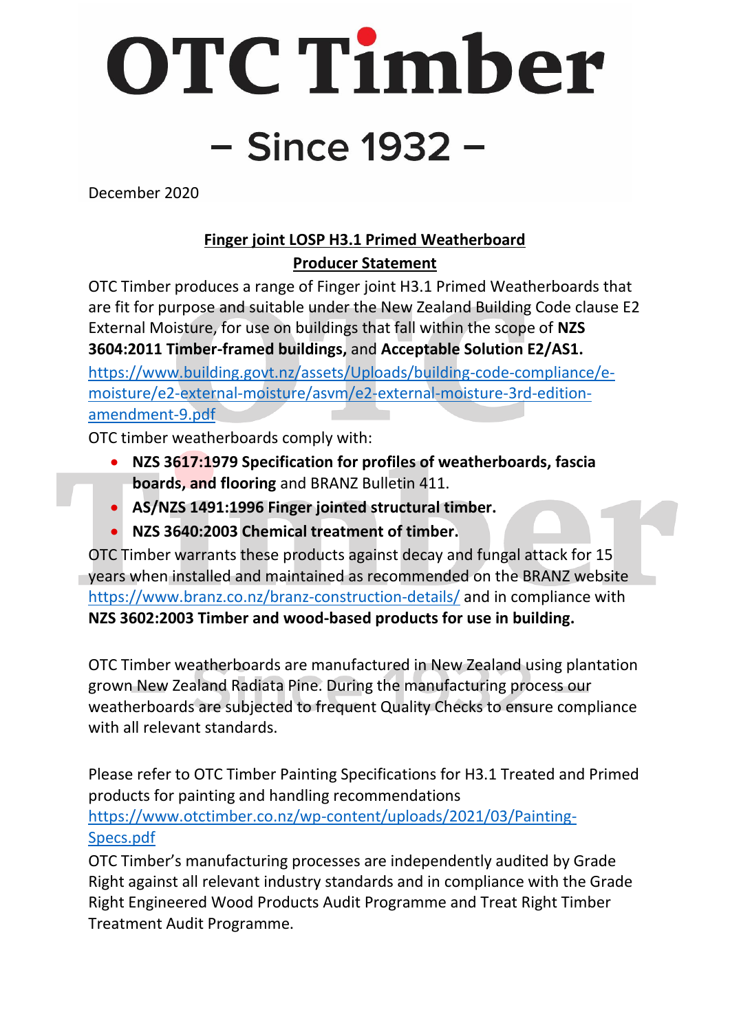# OTC Timber

## – Since 1932 –

December 2020

**Finger joint LOSP H3.1 Primed Weatherboard**

**Producer Statement**

OTC Timber produces a range of Finger joint H3.1 Primed Weatherboards that are fit for purpose and suitable under the New Zealand Building Code clause E2 External Moisture, for use on buildings that fall within the scope of **NZS 3604:2011 Timber-framed buildings,** and **Acceptable Solution E2/AS1.** https://www.building.govt.nz/assets/Uploads/building-code-compliance/e-moisture/e2-external-moisture/asvm/e2-external-moisture-3rd-edition-amendment-9.pdf

OTC timber weatherboards comply with:

- **NZS 3617:1979 Specification for profiles of weatherboards, fascia boards, and flooring** and BRANZ Bulletin 411.
- **AS/NZS 1491:1996 Finger jointed structural timber.**
- **NZS 3640:2003 Chemical treatment of timber.**

OTC Timber warrants these products against decay and fungal attack for 15 years when installed and maintained as recommended on the BRANZ website https://www.branz.co.nz/branz-construction-details/ and in compliance with **NZS 3602:2003 Timber and wood-based products for use in building.**

OTC Timber weatherboards are manufactured in New Zealand using plantation grown New Zealand Radiata Pine. During the manufacturing process our weatherboards are subjected to frequent Quality Checks to ensure compliance with all relevant standards.

Please refer to OTC Timber Painting Specifications for H3.1 Treated and Primed products for painting and handling recommendations https://www.otctimber.co.nz/wp-content/uploads/2021/03/Painting-Specs.pdf

OTC Timber's manufacturing processes are independently audited by Grade Right against all relevant industry standards and in compliance with the Grade Right Engineered Wood Products Audit Programme and Treat Right Timber Treatment Audit Programme.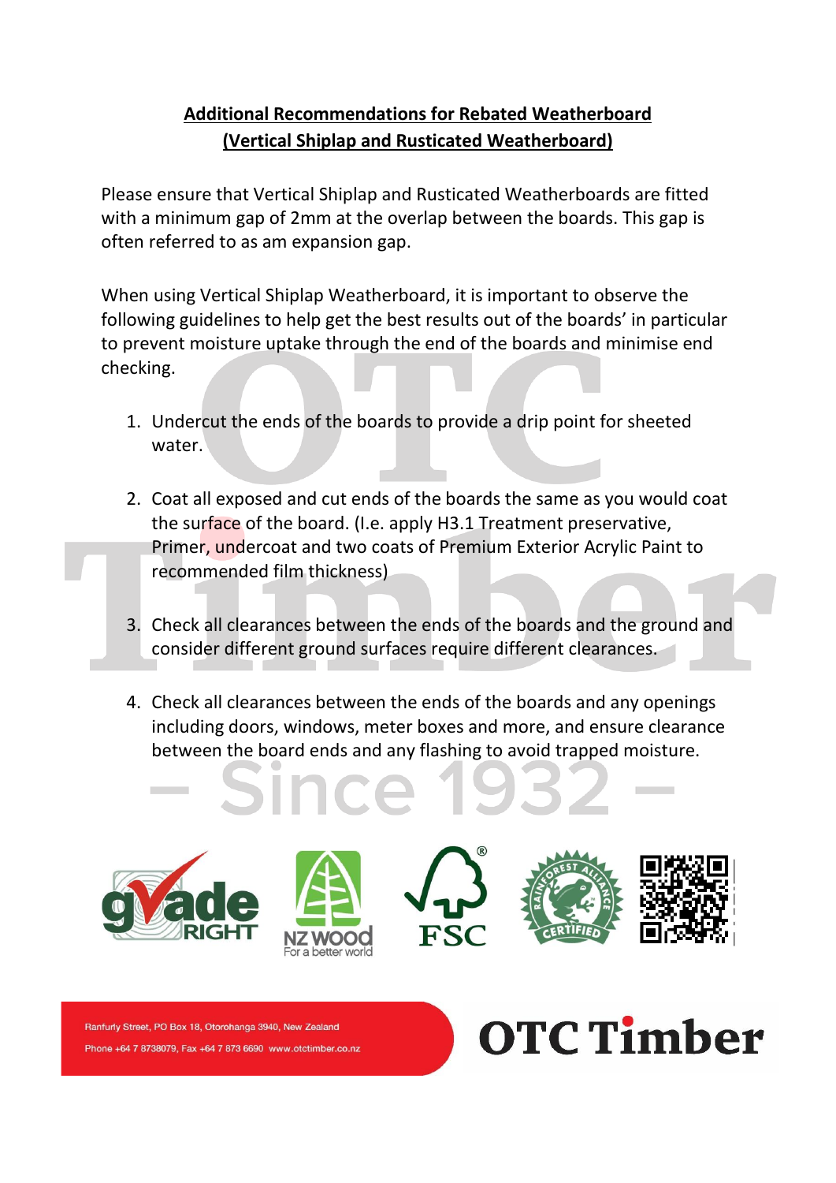## Additional Recommendations for Rebated Weatherboard (Vertical Shiplap and Rusticated Weatherboard)

Please ensure that Vertical Shiplap and Rusticated Weatherboards are fitted with a minimum gap of 2mm at the overlap between the boards. This gap is often referred to as am expansion gap.

When using Vertical Shiplap Weatherboard, it is important to observe the following guidelines to help get the best results out of the boards' in particular to prevent moisture uptake through the end of the boards and minimise end checking.

1. Undercut the ends of the boards to provide a drip point for sheeted water.

2. Coat all exposed and cut ends of the boards the same as you would coat the surface of the board. (I.e. apply H3.1 Treatment preservative, Primer, undercoat and two coats of Premium Exterior Acrylic Paint to recommended film thickness)

3. Check all clearances between the ends of the boards and the ground and consider different ground surfaces require different clearances.

4. Check all clearances between the ends of the boards and any openings including doors, windows, meter boxes and more, and ensure clearance between the board ends and any flashing to avoid trapped moisture.

Ranfurly Street, PO Box 18, Otorohanga 3940, New Zealand

Phone +64 7 8738079, Fax +64 7 873 6690 www.otctimber.co.nz

OTC Timber